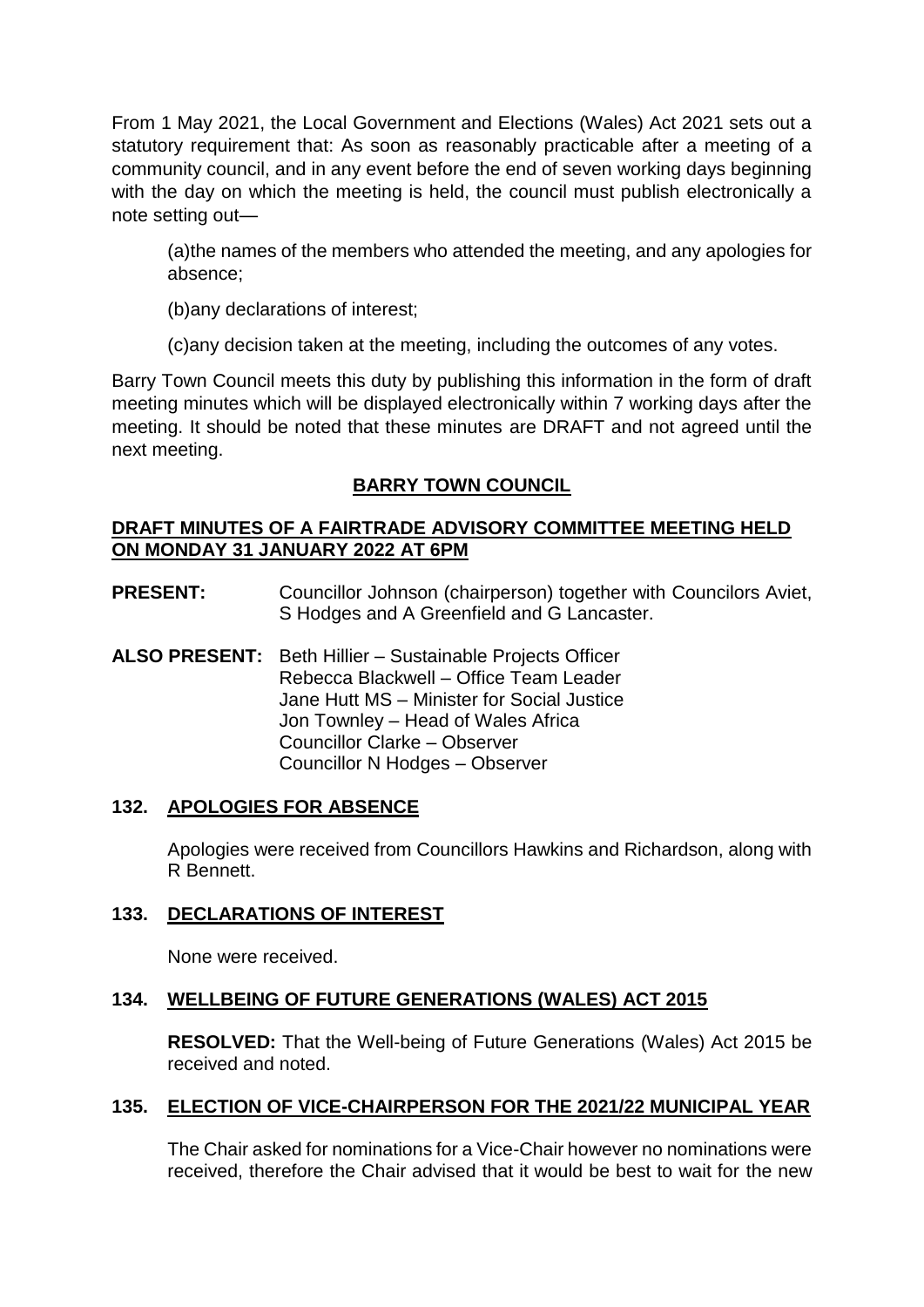From 1 May 2021, the Local Government and Elections (Wales) Act 2021 sets out a statutory requirement that: As soon as reasonably practicable after a meeting of a community council, and in any event before the end of seven working days beginning with the day on which the meeting is held, the council must publish electronically a note setting out—

(a)the names of the members who attended the meeting, and any apologies for absence;

(b)any declarations of interest;

(c)any decision taken at the meeting, including the outcomes of any votes.

Barry Town Council meets this duty by publishing this information in the form of draft meeting minutes which will be displayed electronically within 7 working days after the meeting. It should be noted that these minutes are DRAFT and not agreed until the next meeting.

# BARRY TOWN COUNCIL

## DRAFT MINUTES OF A FAIRTRADE ADVISORY COMMITTEE MEETING HELD ON MONDAY 31 JANUARY 2022 AT 6PM

**PRESENT:** Councillor Johnson (chairperson) together with Councilors Aviet, S Hodges and A Greenfield and G Lancaster.

**ALSO PRESENT:** Beth Hillier – Sustainable Projects Officer
Rebecca Blackwell – Office Team Leader
Jane Hutt MS – Minister for Social Justice
Jon Townley – Head of Wales Africa
Councillor Clarke – Observer
Councillor N Hodges – Observer

### 132. APOLOGIES FOR ABSENCE

Apologies were received from Councillors Hawkins and Richardson, along with R Bennett.

### 133. DECLARATIONS OF INTEREST

None were received.

### 134. WELLBEING OF FUTURE GENERATIONS (WALES) ACT 2015

**RESOLVED:** That the Well-being of Future Generations (Wales) Act 2015 be received and noted.

### 135. ELECTION OF VICE-CHAIRPERSON FOR THE 2021/22 MUNICIPAL YEAR

The Chair asked for nominations for a Vice-Chair however no nominations were received, therefore the Chair advised that it would be best to wait for the new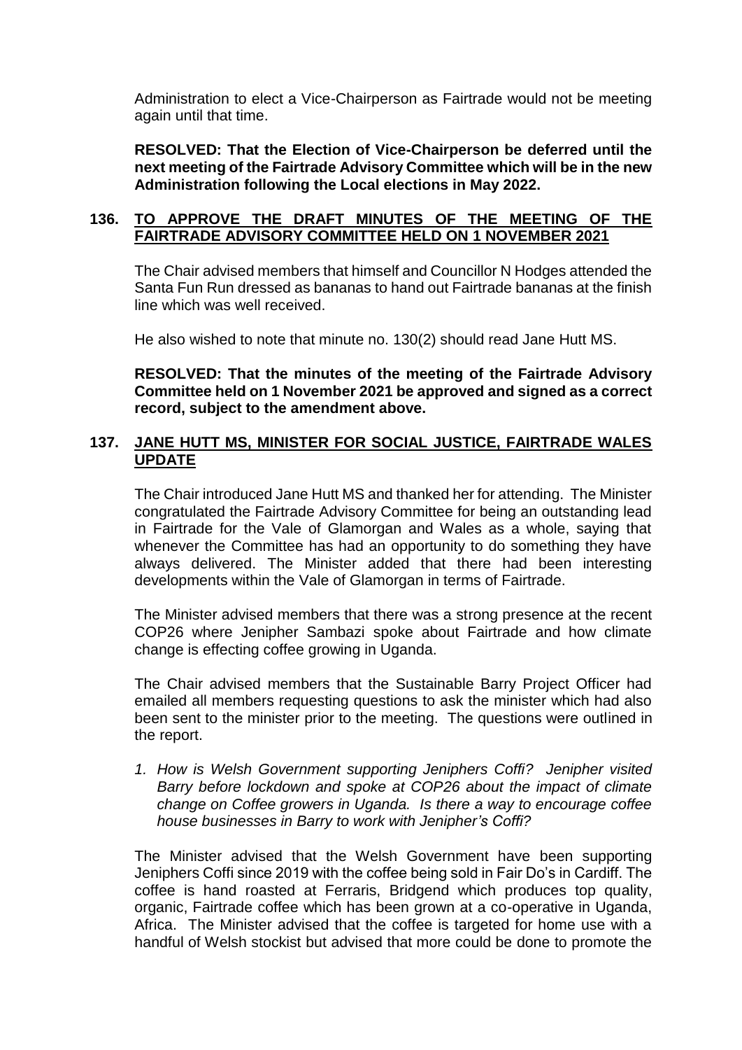Administration to elect a Vice-Chairperson as Fairtrade would not be meeting again until that time.

**RESOLVED: That the Election of Vice-Chairperson be deferred until the next meeting of the Fairtrade Advisory Committee which will be in the new Administration following the Local elections in May 2022.**

## 136. TO APPROVE THE DRAFT MINUTES OF THE MEETING OF THE FAIRTRADE ADVISORY COMMITTEE HELD ON 1 NOVEMBER 2021

The Chair advised members that himself and Councillor N Hodges attended the Santa Fun Run dressed as bananas to hand out Fairtrade bananas at the finish line which was well received.

He also wished to note that minute no. 130(2) should read Jane Hutt MS.

**RESOLVED: That the minutes of the meeting of the Fairtrade Advisory Committee held on 1 November 2021 be approved and signed as a correct record, subject to the amendment above.**

## 137. JANE HUTT MS, MINISTER FOR SOCIAL JUSTICE, FAIRTRADE WALES UPDATE

The Chair introduced Jane Hutt MS and thanked her for attending. The Minister congratulated the Fairtrade Advisory Committee for being an outstanding lead in Fairtrade for the Vale of Glamorgan and Wales as a whole, saying that whenever the Committee has had an opportunity to do something they have always delivered. The Minister added that there had been interesting developments within the Vale of Glamorgan in terms of Fairtrade.

The Minister advised members that there was a strong presence at the recent COP26 where Jenipher Sambazi spoke about Fairtrade and how climate change is effecting coffee growing in Uganda.

The Chair advised members that the Sustainable Barry Project Officer had emailed all members requesting questions to ask the minister which had also been sent to the minister prior to the meeting. The questions were outlined in the report.

1. *How is Welsh Government supporting Jeniphers Coffi? Jenipher visited Barry before lockdown and spoke at COP26 about the impact of climate change on Coffee growers in Uganda. Is there a way to encourage coffee house businesses in Barry to work with Jenipher's Coffi?*

The Minister advised that the Welsh Government have been supporting Jeniphers Coffi since 2019 with the coffee being sold in Fair Do's in Cardiff. The coffee is hand roasted at Ferraris, Bridgend which produces top quality, organic, Fairtrade coffee which has been grown at a co-operative in Uganda, Africa. The Minister advised that the coffee is targeted for home use with a handful of Welsh stockist but advised that more could be done to promote the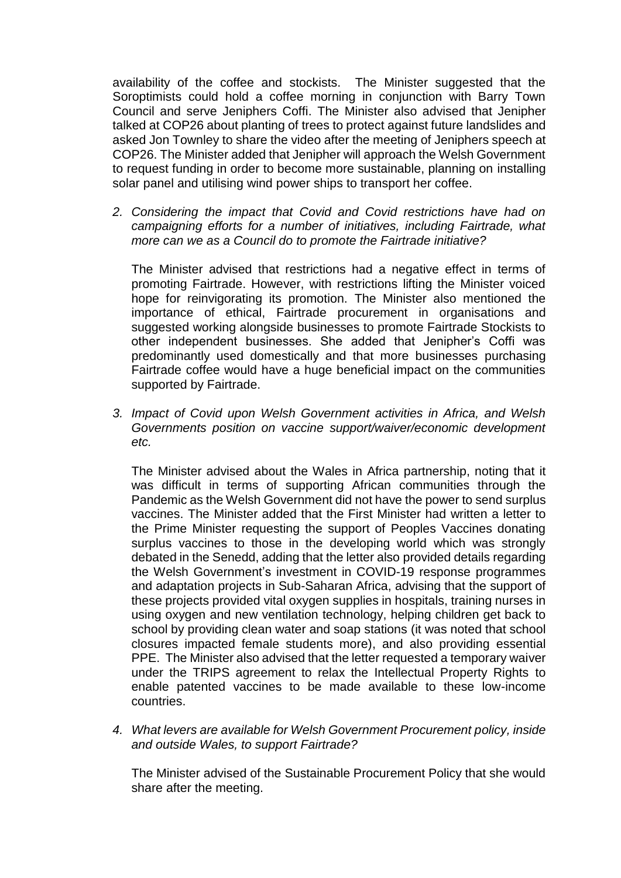availability of the coffee and stockists. The Minister suggested that the Soroptimists could hold a coffee morning in conjunction with Barry Town Council and serve Jeniphers Coffi. The Minister also advised that Jenipher talked at COP26 about planting of trees to protect against future landslides and asked Jon Townley to share the video after the meeting of Jeniphers speech at COP26. The Minister added that Jenipher will approach the Welsh Government to request funding in order to become more sustainable, planning on installing solar panel and utilising wind power ships to transport her coffee.

2. *Considering the impact that Covid and Covid restrictions have had on campaigning efforts for a number of initiatives, including Fairtrade, what more can we as a Council do to promote the Fairtrade initiative?*

   The Minister advised that restrictions had a negative effect in terms of promoting Fairtrade. However, with restrictions lifting the Minister voiced hope for reinvigorating its promotion. The Minister also mentioned the importance of ethical, Fairtrade procurement in organisations and suggested working alongside businesses to promote Fairtrade Stockists to other independent businesses. She added that Jenipher's Coffi was predominantly used domestically and that more businesses purchasing Fairtrade coffee would have a huge beneficial impact on the communities supported by Fairtrade.

3. *Impact of Covid upon Welsh Government activities in Africa, and Welsh Governments position on vaccine support/waiver/economic development etc.*

   The Minister advised about the Wales in Africa partnership, noting that it was difficult in terms of supporting African communities through the Pandemic as the Welsh Government did not have the power to send surplus vaccines. The Minister added that the First Minister had written a letter to the Prime Minister requesting the support of Peoples Vaccines donating surplus vaccines to those in the developing world which was strongly debated in the Senedd, adding that the letter also provided details regarding the Welsh Government's investment in COVID-19 response programmes and adaptation projects in Sub-Saharan Africa, advising that the support of these projects provided vital oxygen supplies in hospitals, training nurses in using oxygen and new ventilation technology, helping children get back to school by providing clean water and soap stations (it was noted that school closures impacted female students more), and also providing essential PPE. The Minister also advised that the letter requested a temporary waiver under the TRIPS agreement to relax the Intellectual Property Rights to enable patented vaccines to be made available to these low-income countries.

4. *What levers are available for Welsh Government Procurement policy, inside and outside Wales, to support Fairtrade?*

   The Minister advised of the Sustainable Procurement Policy that she would share after the meeting.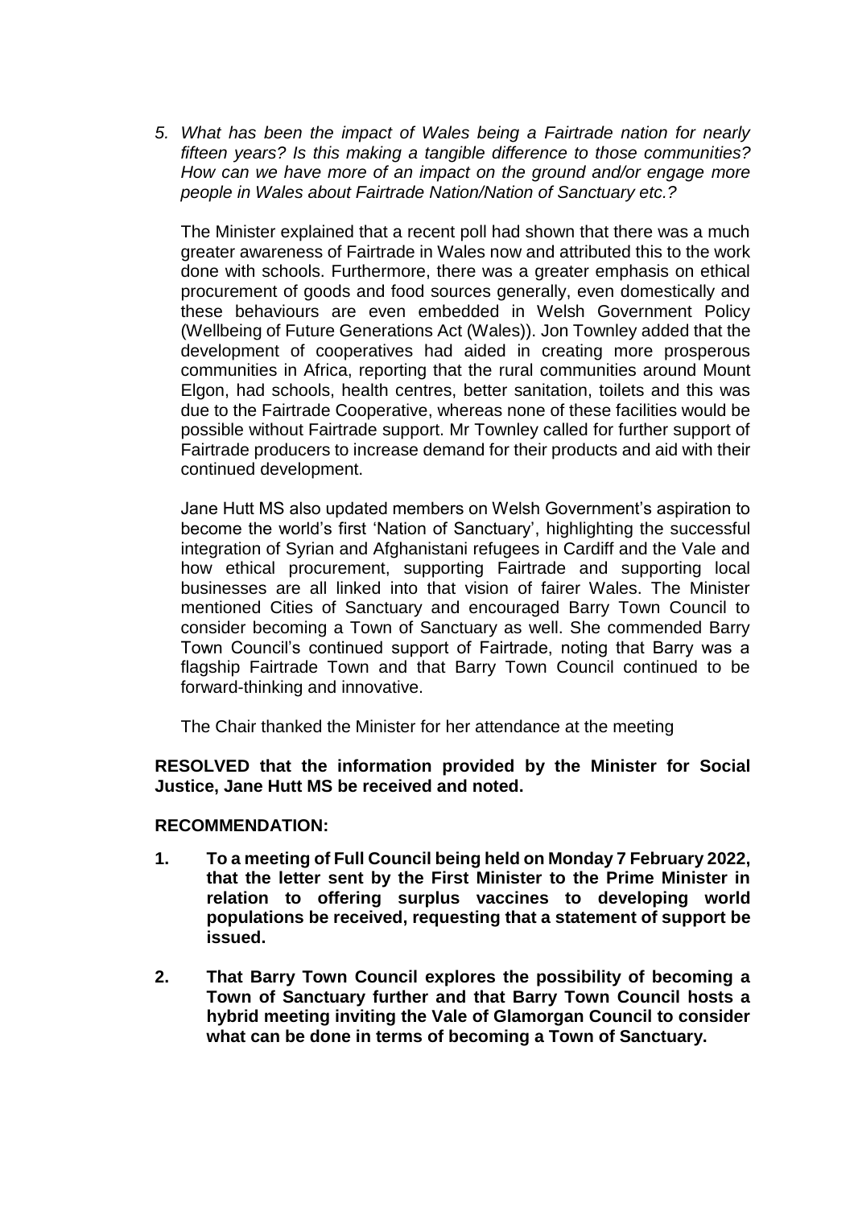*5. What has been the impact of Wales being a Fairtrade nation for nearly fifteen years? Is this making a tangible difference to those communities? How can we have more of an impact on the ground and/or engage more people in Wales about Fairtrade Nation/Nation of Sanctuary etc.?*

The Minister explained that a recent poll had shown that there was a much greater awareness of Fairtrade in Wales now and attributed this to the work done with schools. Furthermore, there was a greater emphasis on ethical procurement of goods and food sources generally, even domestically and these behaviours are even embedded in Welsh Government Policy (Wellbeing of Future Generations Act (Wales)). Jon Townley added that the development of cooperatives had aided in creating more prosperous communities in Africa, reporting that the rural communities around Mount Elgon, had schools, health centres, better sanitation, toilets and this was due to the Fairtrade Cooperative, whereas none of these facilities would be possible without Fairtrade support. Mr Townley called for further support of Fairtrade producers to increase demand for their products and aid with their continued development.

Jane Hutt MS also updated members on Welsh Government's aspiration to become the world's first 'Nation of Sanctuary', highlighting the successful integration of Syrian and Afghanistani refugees in Cardiff and the Vale and how ethical procurement, supporting Fairtrade and supporting local businesses are all linked into that vision of fairer Wales. The Minister mentioned Cities of Sanctuary and encouraged Barry Town Council to consider becoming a Town of Sanctuary as well. She commended Barry Town Council's continued support of Fairtrade, noting that Barry was a flagship Fairtrade Town and that Barry Town Council continued to be forward-thinking and innovative.

The Chair thanked the Minister for her attendance at the meeting

**RESOLVED that the information provided by the Minister for Social Justice, Jane Hutt MS be received and noted.**

**RECOMMENDATION:**

1. **To a meeting of Full Council being held on Monday 7 February 2022, that the letter sent by the First Minister to the Prime Minister in relation to offering surplus vaccines to developing world populations be received, requesting that a statement of support be issued.**

2. **That Barry Town Council explores the possibility of becoming a Town of Sanctuary further and that Barry Town Council hosts a hybrid meeting inviting the Vale of Glamorgan Council to consider what can be done in terms of becoming a Town of Sanctuary.**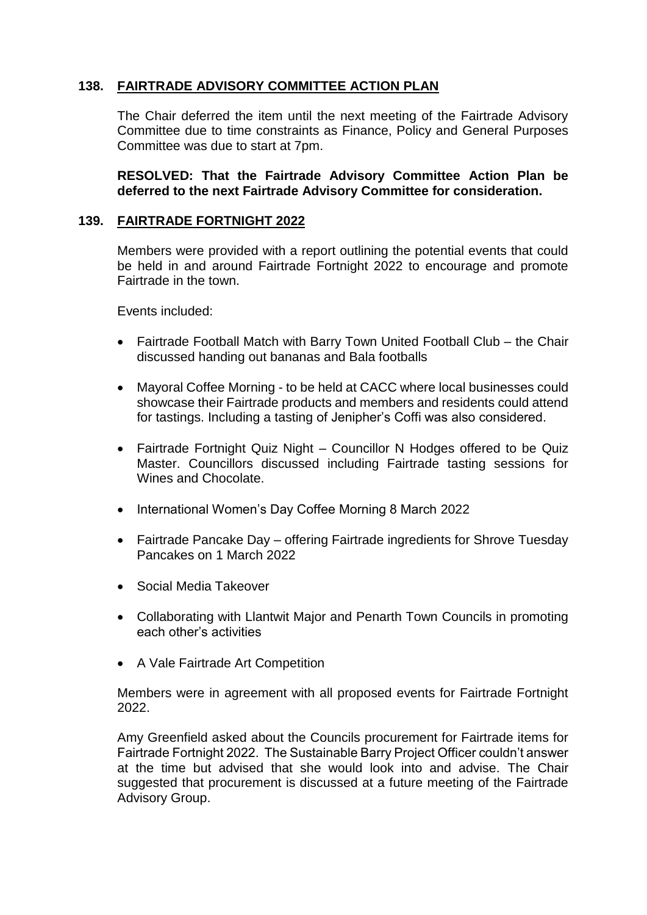## 138. FAIRTRADE ADVISORY COMMITTEE ACTION PLAN

The Chair deferred the item until the next meeting of the Fairtrade Advisory Committee due to time constraints as Finance, Policy and General Purposes Committee was due to start at 7pm.

**RESOLVED: That the Fairtrade Advisory Committee Action Plan be deferred to the next Fairtrade Advisory Committee for consideration.**

## 139. FAIRTRADE FORTNIGHT 2022

Members were provided with a report outlining the potential events that could be held in and around Fairtrade Fortnight 2022 to encourage and promote Fairtrade in the town.

Events included:

- Fairtrade Football Match with Barry Town United Football Club – the Chair discussed handing out bananas and Bala footballs
- Mayoral Coffee Morning - to be held at CACC where local businesses could showcase their Fairtrade products and members and residents could attend for tastings. Including a tasting of Jenipher's Coffi was also considered.
- Fairtrade Fortnight Quiz Night – Councillor N Hodges offered to be Quiz Master. Councillors discussed including Fairtrade tasting sessions for Wines and Chocolate.
- International Women's Day Coffee Morning 8 March 2022
- Fairtrade Pancake Day – offering Fairtrade ingredients for Shrove Tuesday Pancakes on 1 March 2022
- Social Media Takeover
- Collaborating with Llantwit Major and Penarth Town Councils in promoting each other's activities
- A Vale Fairtrade Art Competition

Members were in agreement with all proposed events for Fairtrade Fortnight 2022.

Amy Greenfield asked about the Councils procurement for Fairtrade items for Fairtrade Fortnight 2022. The Sustainable Barry Project Officer couldn't answer at the time but advised that she would look into and advise. The Chair suggested that procurement is discussed at a future meeting of the Fairtrade Advisory Group.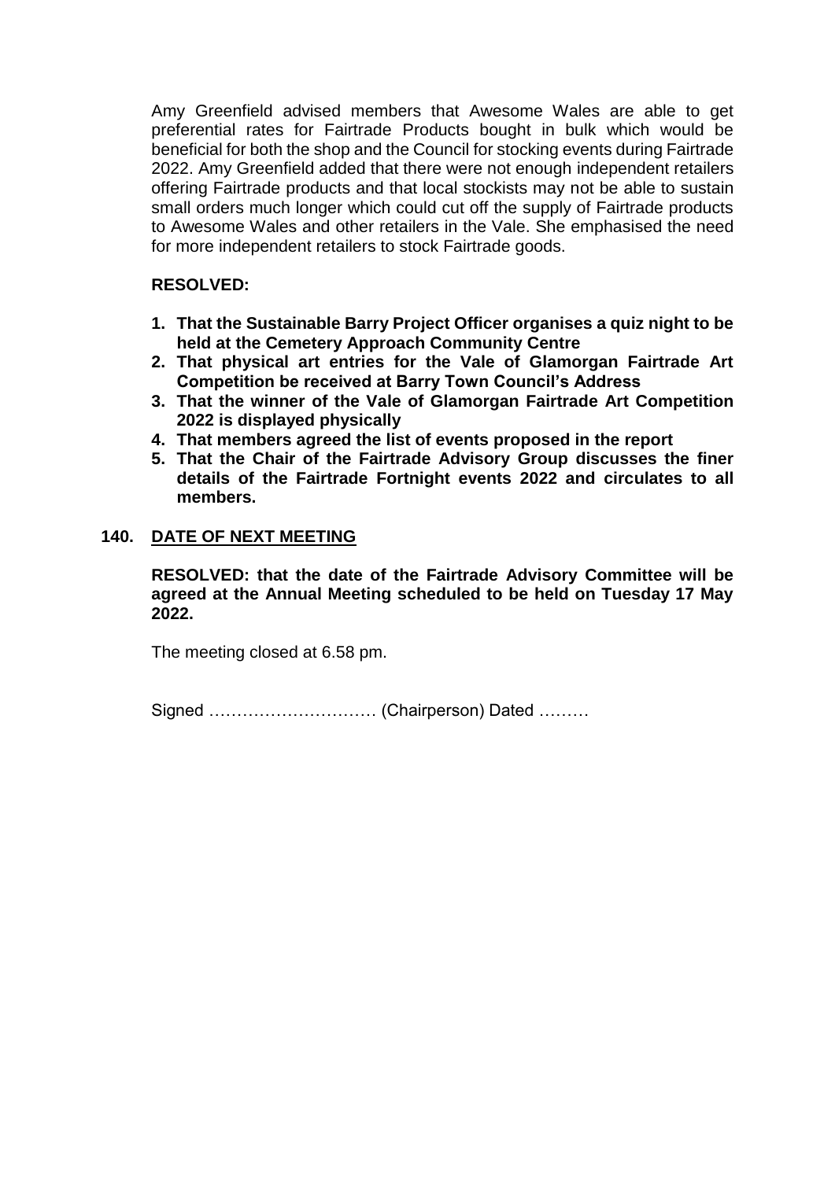Amy Greenfield advised members that Awesome Wales are able to get preferential rates for Fairtrade Products bought in bulk which would be beneficial for both the shop and the Council for stocking events during Fairtrade 2022. Amy Greenfield added that there were not enough independent retailers offering Fairtrade products and that local stockists may not be able to sustain small orders much longer which could cut off the supply of Fairtrade products to Awesome Wales and other retailers in the Vale. She emphasised the need for more independent retailers to stock Fairtrade goods.

**RESOLVED:**

1. **That the Sustainable Barry Project Officer organises a quiz night to be held at the Cemetery Approach Community Centre**
2. **That physical art entries for the Vale of Glamorgan Fairtrade Art Competition be received at Barry Town Council's Address**
3. **That the winner of the Vale of Glamorgan Fairtrade Art Competition 2022 is displayed physically**
4. **That members agreed the list of events proposed in the report**
5. **That the Chair of the Fairtrade Advisory Group discusses the finer details of the Fairtrade Fortnight events 2022 and circulates to all members.**

## 140. DATE OF NEXT MEETING

**RESOLVED: that the date of the Fairtrade Advisory Committee will be agreed at the Annual Meeting scheduled to be held on Tuesday 17 May 2022.**

The meeting closed at 6.58 pm.

Signed ………………………… (Chairperson) Dated ………